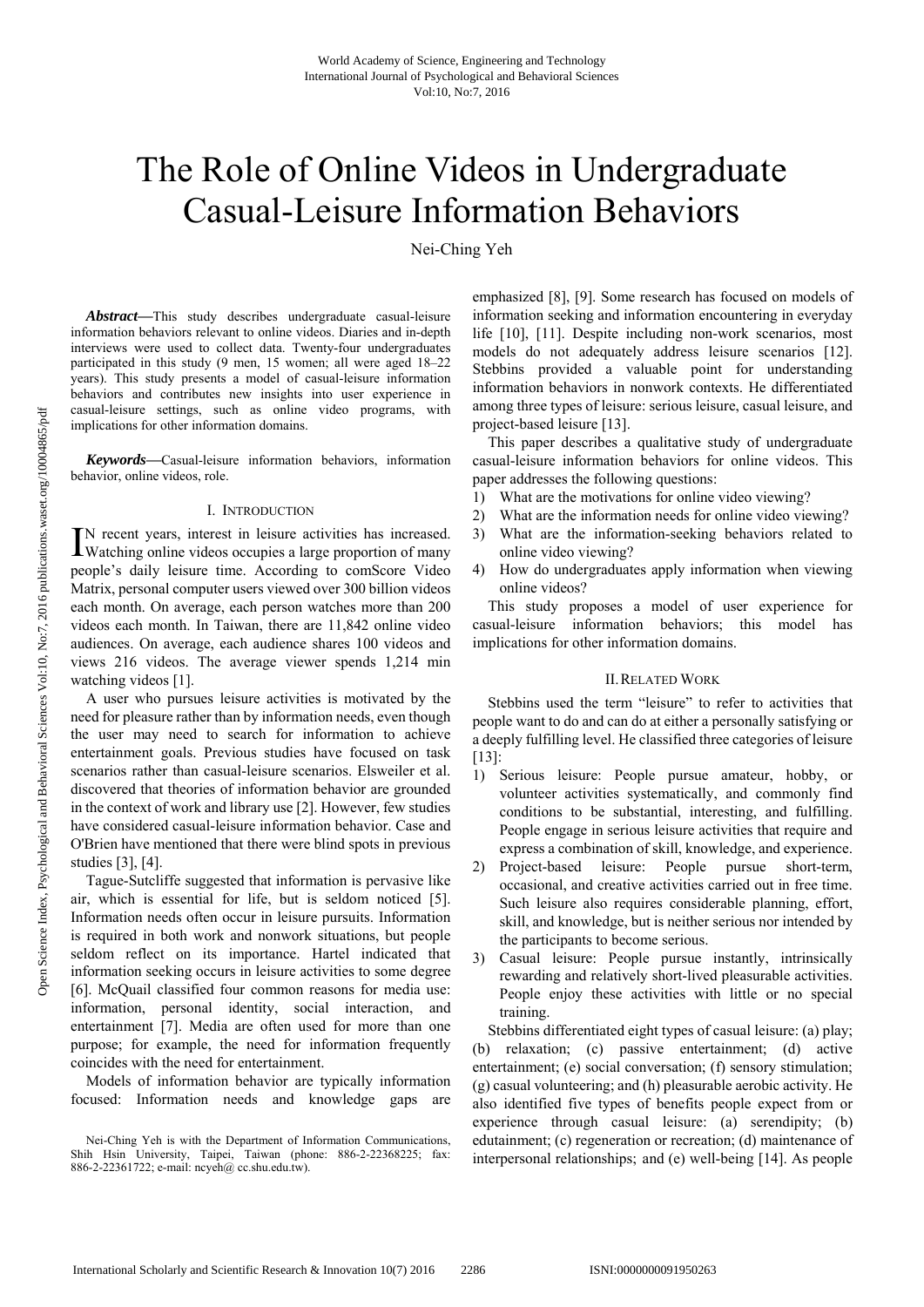# The Role of Online Videos in Undergraduate Casual-Leisure Information Behaviors

Nei-Ching Yeh

***Abstract*****—**This study describes undergraduate casual-leisure information behaviors relevant to online videos. Diaries and in-depth interviews were used to collect data. Twenty-four undergraduates participated in this study (9 men, 15 women; all were aged 18–22 years). This study presents a model of casual-leisure information behaviors and contributes new insights into user experience in casual-leisure settings, such as online video programs, with implications for other information domains.

***Keywords*****—**Casual-leisure information behaviors, information behavior, online videos, role.

## I. Introduction

IN recent years, interest in leisure activities has increased. Watching online videos occupies a large proportion of many people's daily leisure time. According to comScore Video Matrix, personal computer users viewed over 300 billion videos each month. On average, each person watches more than 200 videos each month. In Taiwan, there are 11,842 online video audiences. On average, each audience shares 100 videos and views 216 videos. The average viewer spends 1,214 min watching videos [1].

A user who pursues leisure activities is motivated by the need for pleasure rather than by information needs, even though the user may need to search for information to achieve entertainment goals. Previous studies have focused on task scenarios rather than casual-leisure scenarios. Elsweiler et al. discovered that theories of information behavior are grounded in the context of work and library use [2]. However, few studies have considered casual-leisure information behavior. Case and O'Brien have mentioned that there were blind spots in previous studies [3], [4].

Tague-Sutcliffe suggested that information is pervasive like air, which is essential for life, but is seldom noticed [5]. Information needs often occur in leisure pursuits. Information is required in both work and nonwork situations, but people seldom reflect on its importance. Hartel indicated that information seeking occurs in leisure activities to some degree [6]. McQuail classified four common reasons for media use: information, personal identity, social interaction, and entertainment [7]. Media are often used for more than one purpose; for example, the need for information frequently coincides with the need for entertainment.

Models of information behavior are typically information focused: Information needs and knowledge gaps are emphasized [8], [9]. Some research has focused on models of information seeking and information encountering in everyday life [10], [11]. Despite including non-work scenarios, most models do not adequately address leisure scenarios [12]. Stebbins provided a valuable point for understanding information behaviors in nonwork contexts. He differentiated among three types of leisure: serious leisure, casual leisure, and project-based leisure [13].

This paper describes a qualitative study of undergraduate casual-leisure information behaviors for online videos. This paper addresses the following questions:

1) What are the motivations for online video viewing?
2) What are the information needs for online video viewing?
3) What are the information-seeking behaviors related to online video viewing?
4) How do undergraduates apply information when viewing online videos?

This study proposes a model of user experience for casual-leisure information behaviors; this model has implications for other information domains.

## II. Related Work

Stebbins used the term "leisure" to refer to activities that people want to do and can do at either a personally satisfying or a deeply fulfilling level. He classified three categories of leisure [13]:

1) Serious leisure: People pursue amateur, hobby, or volunteer activities systematically, and commonly find conditions to be substantial, interesting, and fulfilling. People engage in serious leisure activities that require and express a combination of skill, knowledge, and experience.
2) Project-based leisure: People pursue short-term, occasional, and creative activities carried out in free time. Such leisure also requires considerable planning, effort, skill, and knowledge, but is neither serious nor intended by the participants to become serious.
3) Casual leisure: People pursue instantly, intrinsically rewarding and relatively short-lived pleasurable activities. People enjoy these activities with little or no special training.

Stebbins differentiated eight types of casual leisure: (a) play; (b) relaxation; (c) passive entertainment; (d) active entertainment; (e) social conversation; (f) sensory stimulation; (g) casual volunteering; and (h) pleasurable aerobic activity. He also identified five types of benefits people expect from or experience through casual leisure: (a) serendipity; (b) edutainment; (c) regeneration or recreation; (d) maintenance of interpersonal relationships; and (e) well-being [14]. As people

Nei-Ching Yeh is with the Department of Information Communications, Shih Hsin University, Taipei, Taiwan (phone: 886-2-22368225; fax: 886-2-22361722; e-mail: ncyeh@ cc.shu.edu.tw).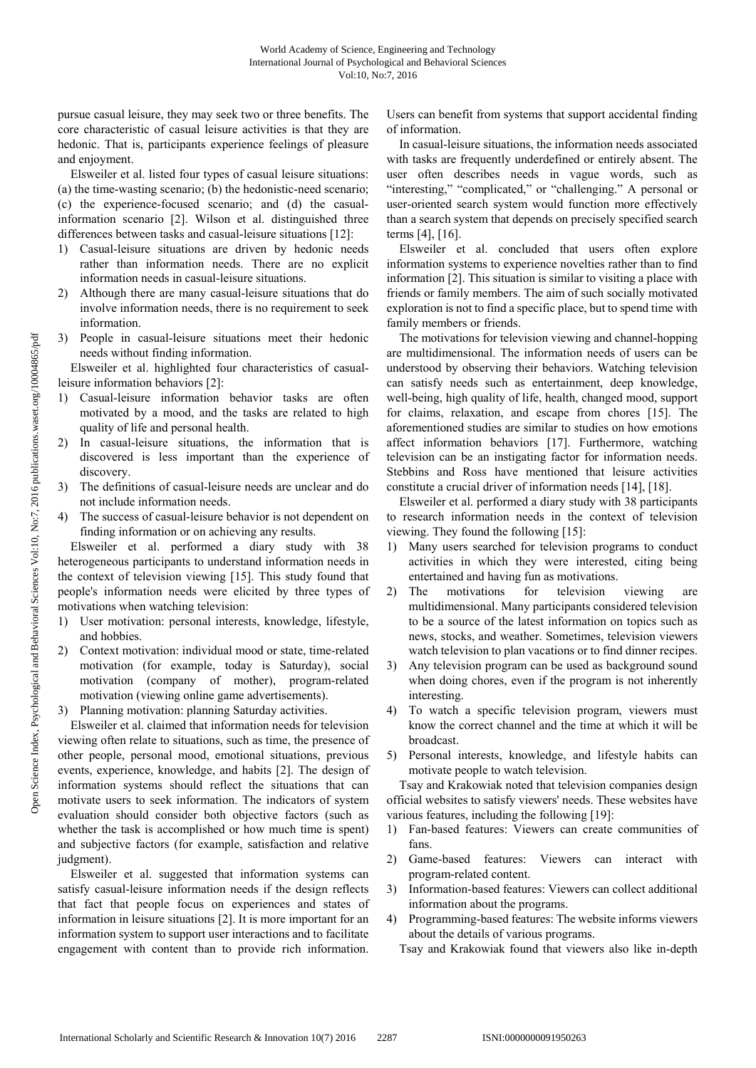pursue casual leisure, they may seek two or three benefits. The core characteristic of casual leisure activities is that they are hedonic. That is, participants experience feelings of pleasure and enjoyment.

Elsweiler et al. listed four types of casual leisure situations: (a) the time-wasting scenario; (b) the hedonistic-need scenario; (c) the experience-focused scenario; and (d) the casual-information scenario [2]. Wilson et al. distinguished three differences between tasks and casual-leisure situations [12]:

1) Casual-leisure situations are driven by hedonic needs rather than information needs. There are no explicit information needs in casual-leisure situations.
2) Although there are many casual-leisure situations that do involve information needs, there is no requirement to seek information.
3) People in casual-leisure situations meet their hedonic needs without finding information.

Elsweiler et al. highlighted four characteristics of casual-leisure information behaviors [2]:

1) Casual-leisure information behavior tasks are often motivated by a mood, and the tasks are related to high quality of life and personal health.
2) In casual-leisure situations, the information that is discovered is less important than the experience of discovery.
3) The definitions of casual-leisure needs are unclear and do not include information needs.
4) The success of casual-leisure behavior is not dependent on finding information or on achieving any results.

Elsweiler et al. performed a diary study with 38 heterogeneous participants to understand information needs in the context of television viewing [15]. This study found that people's information needs were elicited by three types of motivations when watching television:

1) User motivation: personal interests, knowledge, lifestyle, and hobbies.
2) Context motivation: individual mood or state, time-related motivation (for example, today is Saturday), social motivation (company of mother), program-related motivation (viewing online game advertisements).
3) Planning motivation: planning Saturday activities.

Elsweiler et al. claimed that information needs for television viewing often relate to situations, such as time, the presence of other people, personal mood, emotional situations, previous events, experience, knowledge, and habits [2]. The design of information systems should reflect the situations that can motivate users to seek information. The indicators of system evaluation should consider both objective factors (such as whether the task is accomplished or how much time is spent) and subjective factors (for example, satisfaction and relative judgment).

Elsweiler et al. suggested that information systems can satisfy casual-leisure information needs if the design reflects that fact that people focus on experiences and states of information in leisure situations [2]. It is more important for an information system to support user interactions and to facilitate engagement with content than to provide rich information. Users can benefit from systems that support accidental finding of information.

In casual-leisure situations, the information needs associated with tasks are frequently underdefined or entirely absent. The user often describes needs in vague words, such as "interesting," "complicated," or "challenging." A personal or user-oriented search system would function more effectively than a search system that depends on precisely specified search terms [4], [16].

Elsweiler et al. concluded that users often explore information systems to experience novelties rather than to find information [2]. This situation is similar to visiting a place with friends or family members. The aim of such socially motivated exploration is not to find a specific place, but to spend time with family members or friends.

The motivations for television viewing and channel-hopping are multidimensional. The information needs of users can be understood by observing their behaviors. Watching television can satisfy needs such as entertainment, deep knowledge, well-being, high quality of life, health, changed mood, support for claims, relaxation, and escape from chores [15]. The aforementioned studies are similar to studies on how emotions affect information behaviors [17]. Furthermore, watching television can be an instigating factor for information needs. Stebbins and Ross have mentioned that leisure activities constitute a crucial driver of information needs [14], [18].

Elsweiler et al. performed a diary study with 38 participants to research information needs in the context of television viewing. They found the following [15]:

1) Many users searched for television programs to conduct activities in which they were interested, citing being entertained and having fun as motivations.
2) The motivations for television viewing are multidimensional. Many participants considered television to be a source of the latest information on topics such as news, stocks, and weather. Sometimes, television viewers watch television to plan vacations or to find dinner recipes.
3) Any television program can be used as background sound when doing chores, even if the program is not inherently interesting.
4) To watch a specific television program, viewers must know the correct channel and the time at which it will be broadcast.
5) Personal interests, knowledge, and lifestyle habits can motivate people to watch television.

Tsay and Krakowiak noted that television companies design official websites to satisfy viewers' needs. These websites have various features, including the following [19]:

1) Fan-based features: Viewers can create communities of fans.
2) Game-based features: Viewers can interact with program-related content.
3) Information-based features: Viewers can collect additional information about the programs.
4) Programming-based features: The website informs viewers about the details of various programs.

Tsay and Krakowiak found that viewers also like in-depth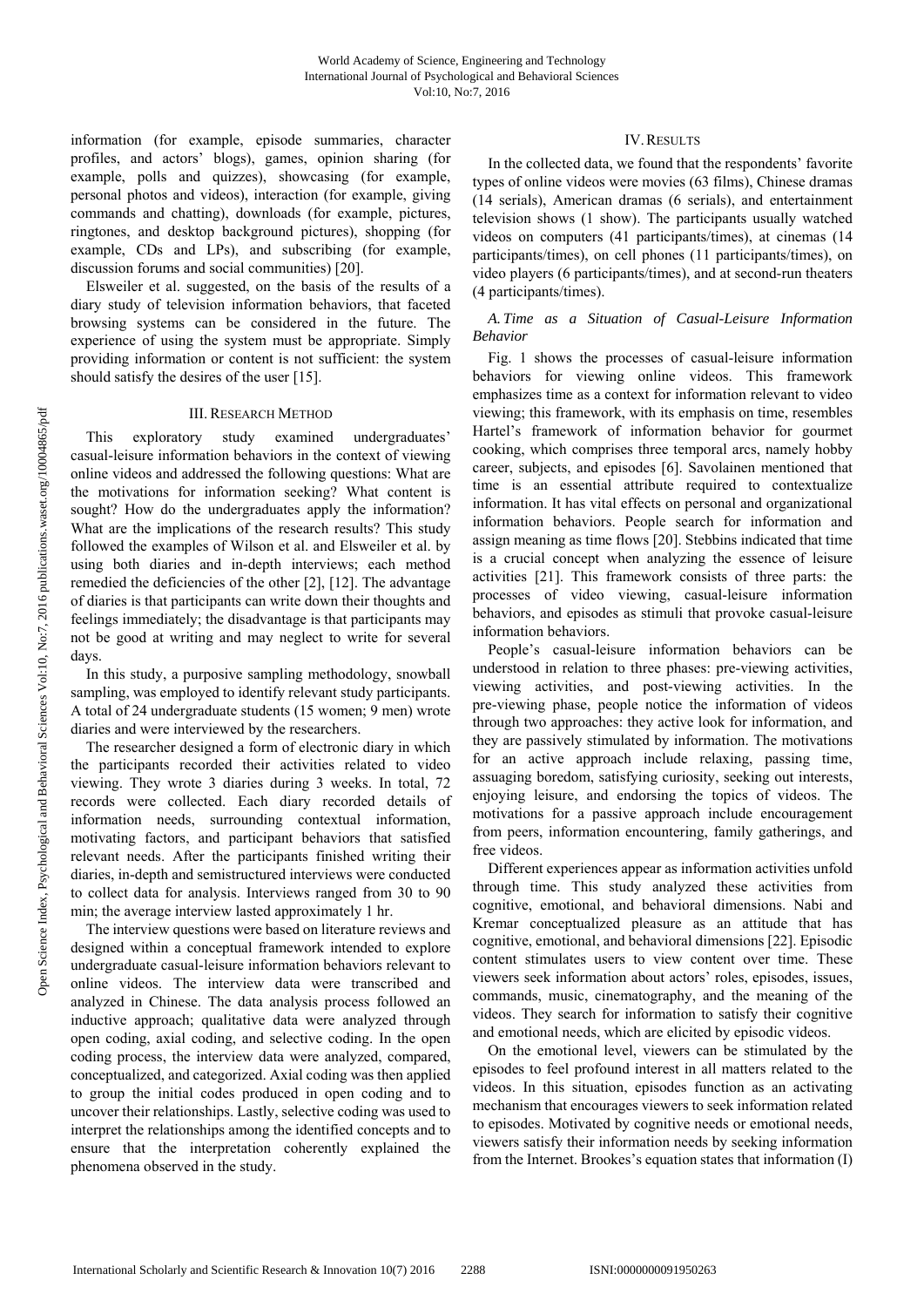information (for example, episode summaries, character profiles, and actors' blogs), games, opinion sharing (for example, polls and quizzes), showcasing (for example, personal photos and videos), interaction (for example, giving commands and chatting), downloads (for example, pictures, ringtones, and desktop background pictures), shopping (for example, CDs and LPs), and subscribing (for example, discussion forums and social communities) [20].

Elsweiler et al. suggested, on the basis of the results of a diary study of television information behaviors, that faceted browsing systems can be considered in the future. The experience of using the system must be appropriate. Simply providing information or content is not sufficient: the system should satisfy the desires of the user [15].

## III. Research Method

This exploratory study examined undergraduates' casual-leisure information behaviors in the context of viewing online videos and addressed the following questions: What are the motivations for information seeking? What content is sought? How do the undergraduates apply the information? What are the implications of the research results? This study followed the examples of Wilson et al. and Elsweiler et al. by using both diaries and in-depth interviews; each method remedied the deficiencies of the other [2], [12]. The advantage of diaries is that participants can write down their thoughts and feelings immediately; the disadvantage is that participants may not be good at writing and may neglect to write for several days.

In this study, a purposive sampling methodology, snowball sampling, was employed to identify relevant study participants. A total of 24 undergraduate students (15 women; 9 men) wrote diaries and were interviewed by the researchers.

The researcher designed a form of electronic diary in which the participants recorded their activities related to video viewing. They wrote 3 diaries during 3 weeks. In total, 72 records were collected. Each diary recorded details of information needs, surrounding contextual information, motivating factors, and participant behaviors that satisfied relevant needs. After the participants finished writing their diaries, in-depth and semistructured interviews were conducted to collect data for analysis. Interviews ranged from 30 to 90 min; the average interview lasted approximately 1 hr.

The interview questions were based on literature reviews and designed within a conceptual framework intended to explore undergraduate casual-leisure information behaviors relevant to online videos. The interview data were transcribed and analyzed in Chinese. The data analysis process followed an inductive approach; qualitative data were analyzed through open coding, axial coding, and selective coding. In the open coding process, the interview data were analyzed, compared, conceptualized, and categorized. Axial coding was then applied to group the initial codes produced in open coding and to uncover their relationships. Lastly, selective coding was used to interpret the relationships among the identified concepts and to ensure that the interpretation coherently explained the phenomena observed in the study.

## IV. Results

In the collected data, we found that the respondents' favorite types of online videos were movies (63 films), Chinese dramas (14 serials), American dramas (6 serials), and entertainment television shows (1 show). The participants usually watched videos on computers (41 participants/times), at cinemas (14 participants/times), on cell phones (11 participants/times), on video players (6 participants/times), and at second-run theaters (4 participants/times).

### *A. Time as a Situation of Casual-Leisure Information Behavior*

Fig. 1 shows the processes of casual-leisure information behaviors for viewing online videos. This framework emphasizes time as a context for information relevant to video viewing; this framework, with its emphasis on time, resembles Hartel's framework of information behavior for gourmet cooking, which comprises three temporal arcs, namely hobby career, subjects, and episodes [6]. Savolainen mentioned that time is an essential attribute required to contextualize information. It has vital effects on personal and organizational information behaviors. People search for information and assign meaning as time flows [20]. Stebbins indicated that time is a crucial concept when analyzing the essence of leisure activities [21]. This framework consists of three parts: the processes of video viewing, casual-leisure information behaviors, and episodes as stimuli that provoke casual-leisure information behaviors.

People's casual-leisure information behaviors can be understood in relation to three phases: pre-viewing activities, viewing activities, and post-viewing activities. In the pre-viewing phase, people notice the information of videos through two approaches: they active look for information, and they are passively stimulated by information. The motivations for an active approach include relaxing, passing time, assuaging boredom, satisfying curiosity, seeking out interests, enjoying leisure, and endorsing the topics of videos. The motivations for a passive approach include encouragement from peers, information encountering, family gatherings, and free videos.

Different experiences appear as information activities unfold through time. This study analyzed these activities from cognitive, emotional, and behavioral dimensions. Nabi and Kremar conceptualized pleasure as an attitude that has cognitive, emotional, and behavioral dimensions [22]. Episodic content stimulates users to view content over time. These viewers seek information about actors' roles, episodes, issues, commands, music, cinematography, and the meaning of the videos. They search for information to satisfy their cognitive and emotional needs, which are elicited by episodic videos.

On the emotional level, viewers can be stimulated by the episodes to feel profound interest in all matters related to the videos. In this situation, episodes function as an activating mechanism that encourages viewers to seek information related to episodes. Motivated by cognitive needs or emotional needs, viewers satisfy their information needs by seeking information from the Internet. Brookes's equation states that information (I)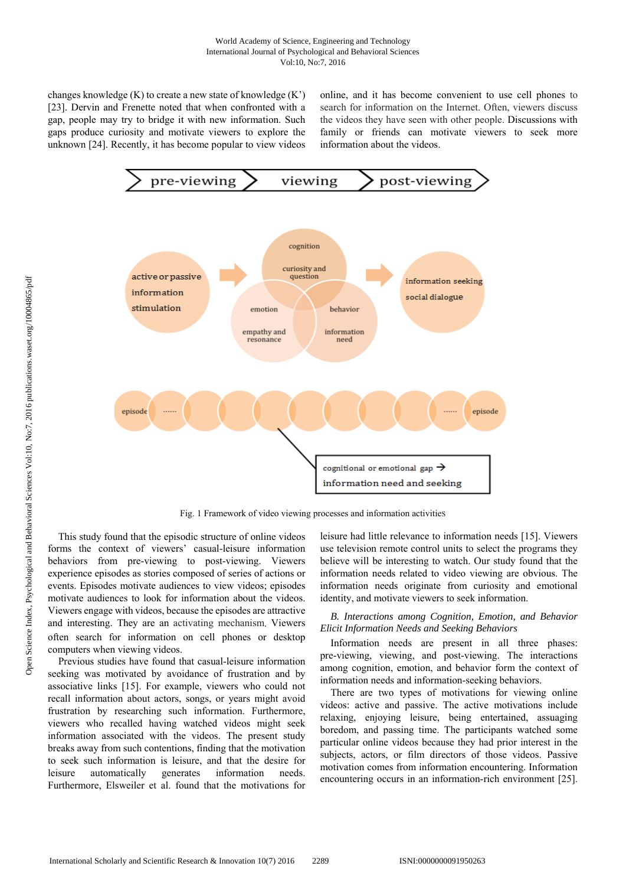changes knowledge (K) to create a new state of knowledge (K') [23]. Dervin and Frenette noted that when confronted with a gap, people may try to bridge it with new information. Such gaps produce curiosity and motivate viewers to explore the unknown [24]. Recently, it has become popular to view videos online, and it has become convenient to use cell phones to search for information on the Internet. Often, viewers discuss the videos they have seen with other people. Discussions with family or friends can motivate viewers to seek more information about the videos.

Fig. 1 Framework of video viewing processes and information activities

This study found that the episodic structure of online videos forms the context of viewers' casual-leisure information behaviors from pre-viewing to post-viewing. Viewers experience episodes as stories composed of series of actions or events. Episodes motivate audiences to view videos; episodes motivate audiences to look for information about the videos. Viewers engage with videos, because the episodes are attractive and interesting. They are an activating mechanism. Viewers often search for information on cell phones or desktop computers when viewing videos.

Previous studies have found that casual-leisure information seeking was motivated by avoidance of frustration and by associative links [15]. For example, viewers who could not recall information about actors, songs, or years might avoid frustration by researching such information. Furthermore, viewers who recalled having watched videos might seek information associated with the videos. The present study breaks away from such contentions, finding that the motivation to seek such information is leisure, and that the desire for leisure automatically generates information needs. Furthermore, Elsweiler et al. found that the motivations for leisure had little relevance to information needs [15]. Viewers use television remote control units to select the programs they believe will be interesting to watch. Our study found that the information needs related to video viewing are obvious. The information needs originate from curiosity and emotional identity, and motivate viewers to seek information.

*B. Interactions among Cognition, Emotion, and Behavior Elicit Information Needs and Seeking Behaviors*

Information needs are present in all three phases: pre-viewing, viewing, and post-viewing. The interactions among cognition, emotion, and behavior form the context of information needs and information-seeking behaviors.

There are two types of motivations for viewing online videos: active and passive. The active motivations include relaxing, enjoying leisure, being entertained, assuaging boredom, and passing time. The participants watched some particular online videos because they had prior interest in the subjects, actors, or film directors of those videos. Passive motivation comes from information encountering. Information encountering occurs in an information-rich environment [25].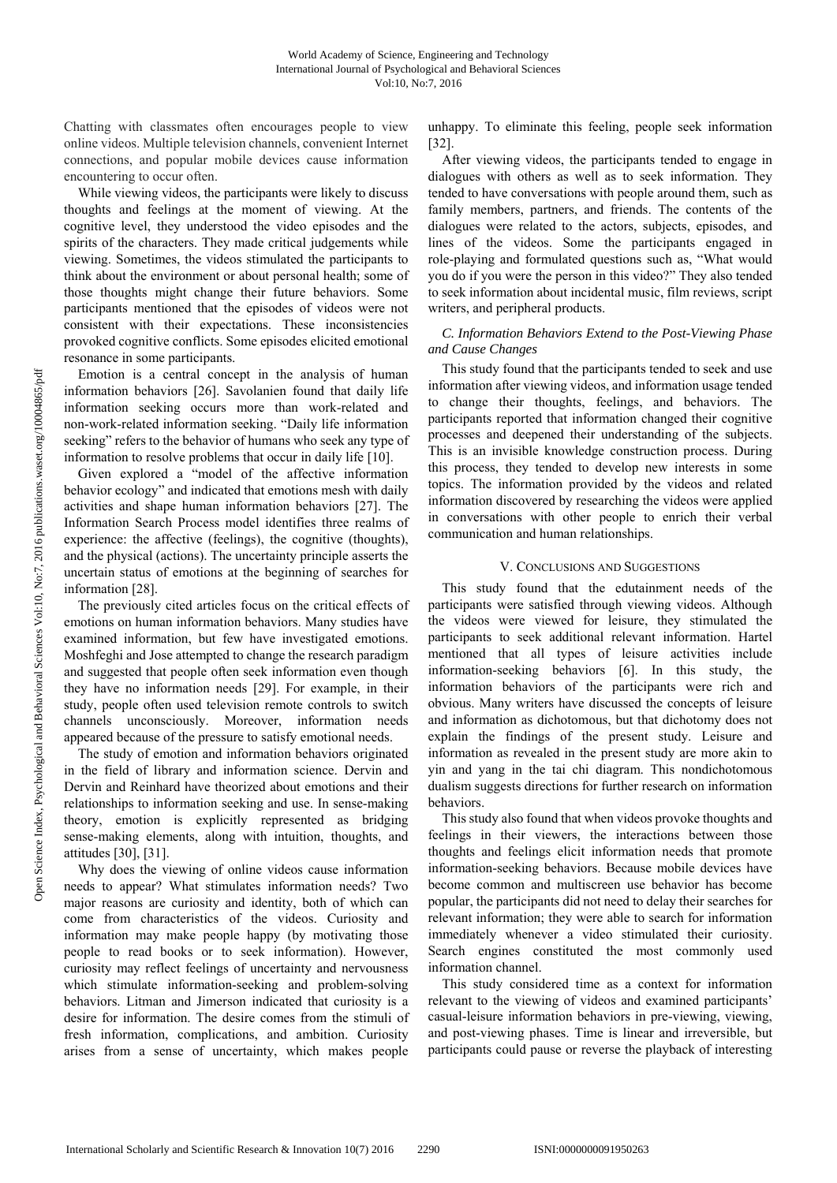Chatting with classmates often encourages people to view online videos. Multiple television channels, convenient Internet connections, and popular mobile devices cause information encountering to occur often.

While viewing videos, the participants were likely to discuss thoughts and feelings at the moment of viewing. At the cognitive level, they understood the video episodes and the spirits of the characters. They made critical judgements while viewing. Sometimes, the videos stimulated the participants to think about the environment or about personal health; some of those thoughts might change their future behaviors. Some participants mentioned that the episodes of videos were not consistent with their expectations. These inconsistencies provoked cognitive conflicts. Some episodes elicited emotional resonance in some participants.

Emotion is a central concept in the analysis of human information behaviors [26]. Savolanien found that daily life information seeking occurs more than work-related and non-work-related information seeking. "Daily life information seeking" refers to the behavior of humans who seek any type of information to resolve problems that occur in daily life [10].

Given explored a "model of the affective information behavior ecology" and indicated that emotions mesh with daily activities and shape human information behaviors [27]. The Information Search Process model identifies three realms of experience: the affective (feelings), the cognitive (thoughts), and the physical (actions). The uncertainty principle asserts the uncertain status of emotions at the beginning of searches for information [28].

The previously cited articles focus on the critical effects of emotions on human information behaviors. Many studies have examined information, but few have investigated emotions. Moshfeghi and Jose attempted to change the research paradigm and suggested that people often seek information even though they have no information needs [29]. For example, in their study, people often used television remote controls to switch channels unconsciously. Moreover, information needs appeared because of the pressure to satisfy emotional needs.

The study of emotion and information behaviors originated in the field of library and information science. Dervin and Dervin and Reinhard have theorized about emotions and their relationships to information seeking and use. In sense-making theory, emotion is explicitly represented as bridging sense-making elements, along with intuition, thoughts, and attitudes [30], [31].

Why does the viewing of online videos cause information needs to appear? What stimulates information needs? Two major reasons are curiosity and identity, both of which can come from characteristics of the videos. Curiosity and information may make people happy (by motivating those people to read books or to seek information). However, curiosity may reflect feelings of uncertainty and nervousness which stimulate information-seeking and problem-solving behaviors. Litman and Jimerson indicated that curiosity is a desire for information. The desire comes from the stimuli of fresh information, complications, and ambition. Curiosity arises from a sense of uncertainty, which makes people unhappy. To eliminate this feeling, people seek information [32].

After viewing videos, the participants tended to engage in dialogues with others as well as to seek information. They tended to have conversations with people around them, such as family members, partners, and friends. The contents of the dialogues were related to the actors, subjects, episodes, and lines of the videos. Some the participants engaged in role-playing and formulated questions such as, "What would you do if you were the person in this video?" They also tended to seek information about incidental music, film reviews, script writers, and peripheral products.

### *C. Information Behaviors Extend to the Post-Viewing Phase and Cause Changes*

This study found that the participants tended to seek and use information after viewing videos, and information usage tended to change their thoughts, feelings, and behaviors. The participants reported that information changed their cognitive processes and deepened their understanding of the subjects. This is an invisible knowledge construction process. During this process, they tended to develop new interests in some topics. The information provided by the videos and related information discovered by researching the videos were applied in conversations with other people to enrich their verbal communication and human relationships.

## V. Conclusions and Suggestions

This study found that the edutainment needs of the participants were satisfied through viewing videos. Although the videos were viewed for leisure, they stimulated the participants to seek additional relevant information. Hartel mentioned that all types of leisure activities include information-seeking behaviors [6]. In this study, the information behaviors of the participants were rich and obvious. Many writers have discussed the concepts of leisure and information as dichotomous, but that dichotomy does not explain the findings of the present study. Leisure and information as revealed in the present study are more akin to yin and yang in the tai chi diagram. This nondichotomous dualism suggests directions for further research on information behaviors.

This study also found that when videos provoke thoughts and feelings in their viewers, the interactions between those thoughts and feelings elicit information needs that promote information-seeking behaviors. Because mobile devices have become common and multiscreen use behavior has become popular, the participants did not need to delay their searches for relevant information; they were able to search for information immediately whenever a video stimulated their curiosity. Search engines constituted the most commonly used information channel.

This study considered time as a context for information relevant to the viewing of videos and examined participants' casual-leisure information behaviors in pre-viewing, viewing, and post-viewing phases. Time is linear and irreversible, but participants could pause or reverse the playback of interesting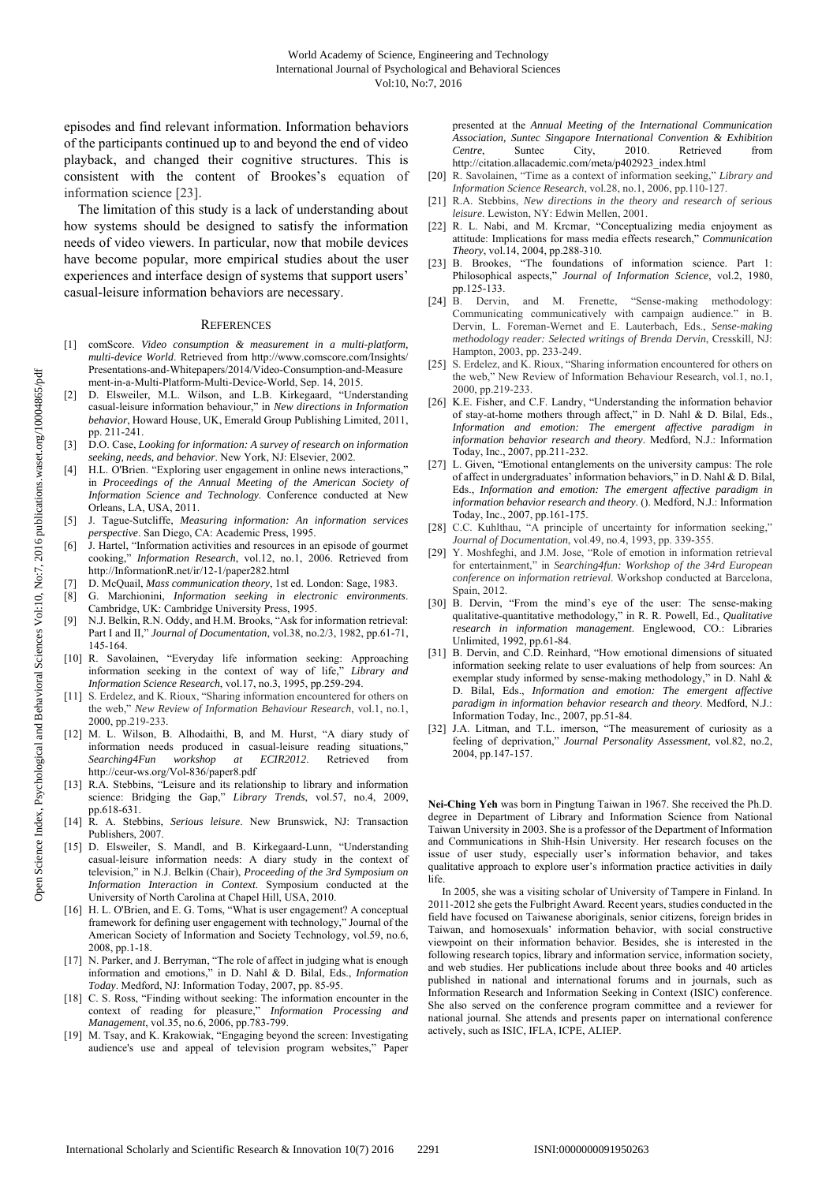episodes and find relevant information. Information behaviors of the participants continued up to and beyond the end of video playback, and changed their cognitive structures. This is consistent with the content of Brookes's equation of information science [23].

The limitation of this study is a lack of understanding about how systems should be designed to satisfy the information needs of video viewers. In particular, now that mobile devices have become popular, more empirical studies about the user experiences and interface design of systems that support users' casual-leisure information behaviors are necessary.

## References

[1] comScore. *Video consumption & measurement in a multi-platform, multi-device World*. Retrieved from http://www.comscore.com/Insights/Presentations-and-Whitepapers/2014/Video-Consumption-and-Measurement-in-a-Multi-Platform-Multi-Device-World, Sep. 14, 2015.

[2] D. Elsweiler, M.L. Wilson, and L.B. Kirkegaard, "Understanding casual-leisure information behaviour," in *New directions in Information behavior*, Howard House, UK, Emerald Group Publishing Limited, 2011, pp. 211-241.

[3] D.O. Case, *Looking for information: A survey of research on information seeking, needs, and behavior*. New York, NJ: Elsevier, 2002.

[4] H.L. O'Brien. "Exploring user engagement in online news interactions," in *Proceedings of the Annual Meeting of the American Society of Information Science and Technology*. Conference conducted at New Orleans, LA, USA, 2011.

[5] J. Tague-Sutcliffe, *Measuring information: An information services perspective*. San Diego, CA: Academic Press, 1995.

[6] J. Hartel, "Information activities and resources in an episode of gourmet cooking," *Information Research*, vol.12, no.1, 2006. Retrieved from http://InformationR.net/ir/12-1/paper282.html

[7] D. McQuail, *Mass communication theory*, 1st ed. London: Sage, 1983.

[8] G. Marchionini, *Information seeking in electronic environments*. Cambridge, UK: Cambridge University Press, 1995.

[9] N.J. Belkin, R.N. Oddy, and H.M. Brooks, "Ask for information retrieval: Part I and II," *Journal of Documentation*, vol.38, no.2/3, 1982, pp.61-71, 145-164.

[10] R. Savolainen, "Everyday life information seeking: Approaching information seeking in the context of way of life," *Library and Information Science Research*, vol.17, no.3, 1995, pp.259-294.

[11] S. Erdelez, and K. Rioux, "Sharing information encountered for others on the web," *New Review of Information Behaviour Research*, vol.1, no.1, 2000, pp.219-233.

[12] M. L. Wilson, B. Alhodaithi, B, and M. Hurst, "A diary study of information needs produced in casual-leisure reading situations," *Searching4Fun workshop at ECIR2012*. Retrieved from http://ceur-ws.org/Vol-836/paper8.pdf

[13] R.A. Stebbins, "Leisure and its relationship to library and information science: Bridging the Gap," *Library Trends*, vol.57, no.4, 2009, pp.618-631.

[14] R. A. Stebbins, *Serious leisure*. New Brunswick, NJ: Transaction Publishers, 2007.

[15] D. Elsweiler, S. Mandl, and B. Kirkegaard-Lunn, "Understanding casual-leisure information needs: A diary study in the context of television," in N.J. Belkin (Chair), *Proceeding of the 3rd Symposium on Information Interaction in Context*. Symposium conducted at the University of North Carolina at Chapel Hill, USA, 2010.

[16] H. L. O'Brien, and E. G. Toms, "What is user engagement? A conceptual framework for defining user engagement with technology," Journal of the American Society of Information and Society Technology, vol.59, no.6, 2008, pp.1-18.

[17] N. Parker, and J. Berryman, "The role of affect in judging what is enough information and emotions," in D. Nahl & D. Bilal, Eds., *Information Today*. Medford, NJ: Information Today, 2007, pp. 85-95.

[18] C. S. Ross, "Finding without seeking: The information encounter in the context of reading for pleasure," *Information Processing and Management*, vol.35, no.6, 2006, pp.783-799.

[19] M. Tsay, and K. Krakowiak, "Engaging beyond the screen: Investigating audience's use and appeal of television program websites," Paper presented at the *Annual Meeting of the International Communication Association, Suntec Singapore International Convention & Exhibition Centre*, Suntec City, 2010. Retrieved from http://citation.allacademic.com/meta/p402923_index.html

[20] R. Savolainen, "Time as a context of information seeking," *Library and Information Science Research*, vol.28, no.1, 2006, pp.110-127.

[21] R.A. Stebbins, *New directions in the theory and research of serious leisure*. Lewiston, NY: Edwin Mellen, 2001.

[22] R. L. Nabi, and M. Krcmar, "Conceptualizing media enjoyment as attitude: Implications for mass media effects research," *Communication Theory*, vol.14, 2004, pp.288-310.

[23] B. Brookes, "The foundations of information science. Part 1: Philosophical aspects," *Journal of Information Science*, vol.2, 1980, pp.125-133.

[24] B. Dervin, and M. Frenette, "Sense-making methodology: Communicating communicatively with campaign audience." in B. Dervin, L. Foreman-Wernet and E. Lauterbach, Eds., *Sense-making methodology reader: Selected writings of Brenda Dervin*, Cresskill, NJ: Hampton, 2003, pp. 233-249.

[25] S. Erdelez, and K. Rioux, "Sharing information encountered for others on the web," New Review of Information Behaviour Research, vol.1, no.1, 2000, pp.219-233.

[26] K.E. Fisher, and C.F. Landry, "Understanding the information behavior of stay-at-home mothers through affect," in D. Nahl & D. Bilal, Eds., *Information and emotion: The emergent affective paradigm in information behavior research and theory*. Medford, N.J.: Information Today, Inc., 2007, pp.211-232.

[27] L. Given, "Emotional entanglements on the university campus: The role of affect in undergraduates' information behaviors," in D. Nahl & D. Bilal, Eds., *Information and emotion: The emergent affective paradigm in information behavior research and theory*. (). Medford, N.J.: Information Today, Inc., 2007, pp.161-175.

[28] C.C. Kuhlthau, "A principle of uncertainty for information seeking," *Journal of Documentation*, vol.49, no.4, 1993, pp. 339-355.

[29] Y. Moshfeghi, and J.M. Jose, "Role of emotion in information retrieval for entertainment," in *Searching4fun: Workshop of the 34rd European conference on information retrieval*. Workshop conducted at Barcelona, Spain, 2012.

[30] B. Dervin, "From the mind's eye of the user: The sense-making qualitative-quantitative methodology," in R. R. Powell, Ed., *Qualitative research in information management*. Englewood, CO.: Libraries Unlimited, 1992, pp.61-84.

[31] B. Dervin, and C.D. Reinhard, "How emotional dimensions of situated information seeking relate to user evaluations of help from sources: An exemplar study informed by sense-making methodology," in D. Nahl & D. Bilal, Eds., *Information and emotion: The emergent affective paradigm in information behavior research and theory*. Medford, N.J.: Information Today, Inc., 2007, pp.51-84.

[32] J.A. Litman, and T.L. imerson, "The measurement of curiosity as a feeling of deprivation," *Journal Personality Assessment*, vol.82, no.2, 2004, pp.147-157.

**Nei-Ching Yeh** was born in Pingtung Taiwan in 1967. She received the Ph.D. degree in Department of Library and Information Science from National Taiwan University in 2003. She is a professor of the Department of Information and Communications in Shih-Hsin University. Her research focuses on the issue of user study, especially user's information behavior, and takes qualitative approach to explore user's information practice activities in daily life.

In 2005, she was a visiting scholar of University of Tampere in Finland. In 2011-2012 she gets the Fulbright Award. Recent years, studies conducted in the field have focused on Taiwanese aboriginals, senior citizens, foreign brides in Taiwan, and homosexuals' information behavior, with social constructive viewpoint on their information behavior. Besides, she is interested in the following research topics, library and information service, information society, and web studies. Her publications include about three books and 40 articles published in national and international forums and in journals, such as Information Research and Information Seeking in Context (ISIC) conference. She also served on the conference program committee and a reviewer for national journal. She attends and presents paper on international conference actively, such as ISIC, IFLA, ICPE, ALIEP.